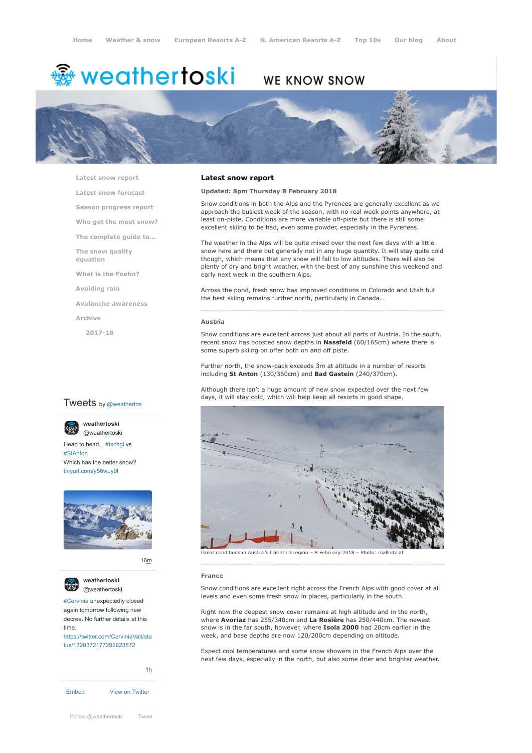Home | Weather & snow | European Resorts A-Z | N. American Resorts A-Z | Top 10s | Our blog | About

# weathertoski

WE KNOW SNOW

- Latest snow report
- Latest snow forecast
- Season progress report
- Who got the most snow?
- The complete guide to...
- The snow quality equation
- What is the Foehn?
- Avoiding rain
- Avalanche awareness
- Archive
  - 2017-18

## Latest snow report

**Updated: 8pm Thursday 8 February 2018**

Snow conditions in both the Alps and the Pyrenees are generally excellent as we approach the busiest week of the season, with no real week points anywhere, at least on-piste. Conditions are more variable off-piste but there is still some excellent skiing to be had, even some powder, especially in the Pyrenees.

The weather in the Alps will be quite mixed over the next few days with a little snow here and there but generally not in any huge quantity. It will stay quite cold though, which means that any snow will fall to low altitudes. There will also be plenty of dry and bright weather, with the best of any sunshine this weekend and early next week in the southern Alps.

Across the pond, fresh snow has improved conditions in Colorado and Utah but the best skiing remains further north, particularly in Canada…

### Austria

Snow conditions are excellent across just about all parts of Austria. In the south, recent snow has boosted snow depths in **Nassfeld** (60/165cm) where there is some superb skiing on offer both on and off piste.

Further north, the snow-pack exceeds 3m at altitude in a number of resorts including **St Anton** (130/360cm) and **Bad Gastein** (240/370cm).

Although there isn't a huge amount of new snow expected over the next few days, it will stay cold, which will help keep all resorts in good shape.

Great conditions in Austria's Carinthia region – 8 February 2018 – Photo: mallnitz.at

### France

Snow conditions are excellent right across the French Alps with good cover at all levels and even some fresh snow in places, particularly in the south.

Right now the deepest snow cover remains at high altitude and in the north, where **Avoriaz** has 255/340cm and **La Rosière** has 250/440cm. The newest snow is in the far south, however, where **Isola 2000** had 20cm earlier in the week, and base depths are now 120/200cm depending on altitude.

Expect cool temperatures and some snow showers in the French Alps over the next few days, especially in the north, but also some drier and brighter weather.

Tweets by @weathertos

**weathertoski** @weathertoski

Head to head... #Ischgl vs #StAnton
Which has the better snow?
tinyurl.com/y56wuy9l

16m

**weathertoski** @weathertoski

#Cervinia unexpectedly closed again tomorrow following new decree. No further details at this time.
https://twitter.com/CerviniaValt/status/1320372177292623872

1h

Embed | View on Twitter

Follow @weathertoski | Tweet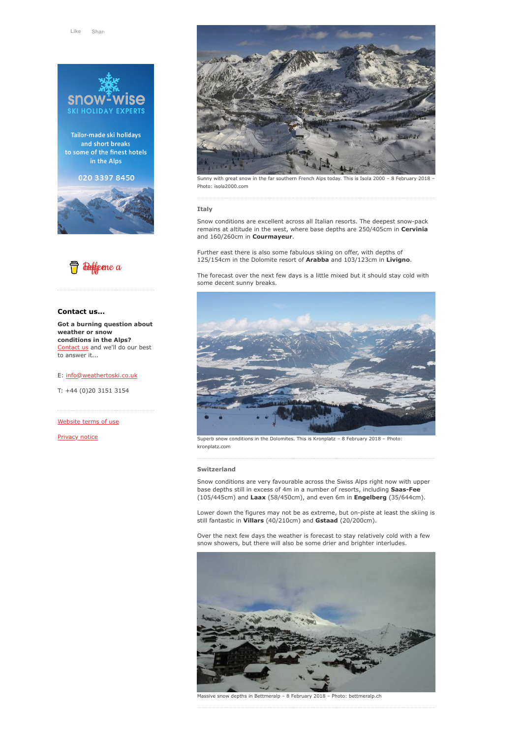Sunny with great snow in the far southern French Alps today. This is Isola 2000 – 8 February 2018 – Photo: isola2000.com

### Italy

Snow conditions are excellent across all Italian resorts. The deepest snow-pack remains at altitude in the west, where base depths are 250/405cm in **Cervinia** and 160/260cm in **Courmayeur**.

Further east there is also some fabulous skiing on offer, with depths of 125/154cm in the Dolomite resort of **Arabba** and 103/123cm in **Livigno**.

The forecast over the next few days is a little mixed but it should stay cold with some decent sunny breaks.

Superb snow conditions in the Dolomites. This is Kronplatz – 8 February 2018 – Photo: kronplatz.com

### Switzerland

Snow conditions are very favourable across the Swiss Alps right now with upper base depths still in excess of 4m in a number of resorts, including **Saas-Fee** (105/445cm) and **Laax** (58/450cm), and even 6m in **Engelberg** (35/644cm).

Lower down the figures may not be as extreme, but on-piste at least the skiing is still fantastic in **Villars** (40/210cm) and **Gstaad** (20/200cm).

Over the next few days the weather is forecast to stay relatively cold with a few snow showers, but there will also be some drier and brighter interludes.

Massive snow depths in Bettmeralp – 8 February 2018 – Photo: bettmeralp.ch

**Contact us...**

**Got a burning question about weather or snow conditions in the Alps?** Contact us and we'll do our best to answer it...

E: info@weathertoski.co.uk

T: +44 (0)20 3151 3154

Website terms of use

Privacy notice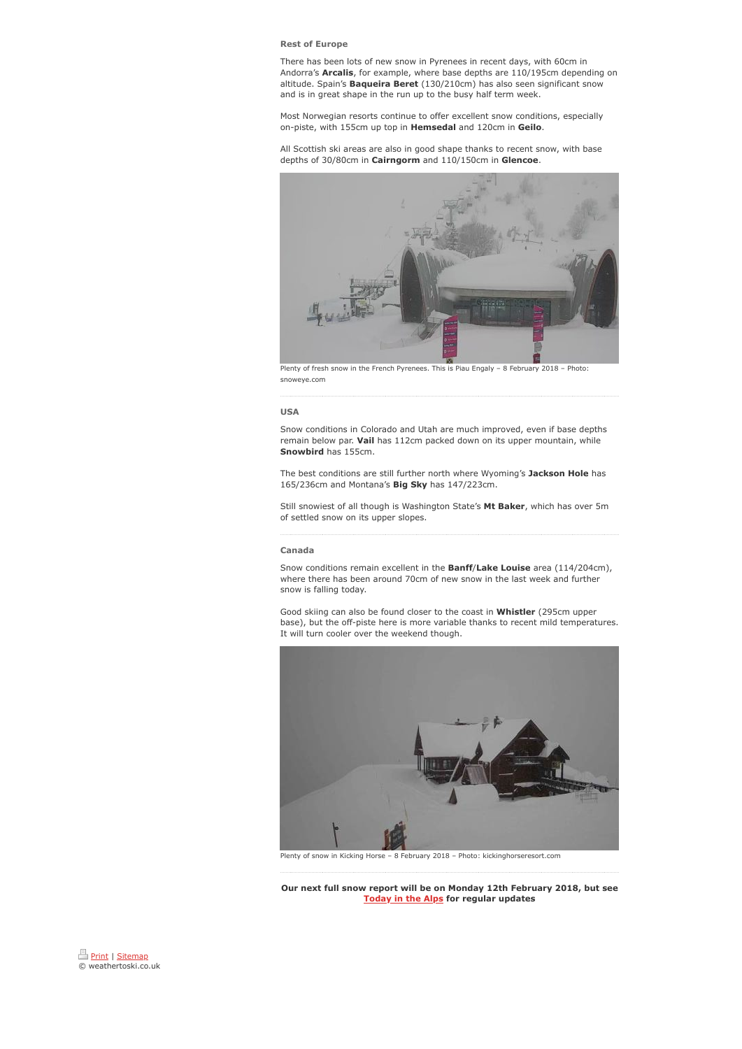### Rest of Europe

There has been lots of new snow in Pyrenees in recent days, with 60cm in Andorra's **Arcalis**, for example, where base depths are 110/195cm depending on altitude. Spain's **Baqueira Beret** (130/210cm) has also seen significant snow and is in great shape in the run up to the busy half term week.

Most Norwegian resorts continue to offer excellent snow conditions, especially on-piste, with 155cm up top in **Hemsedal** and 120cm in **Geilo**.

All Scottish ski areas are also in good shape thanks to recent snow, with base depths of 30/80cm in **Cairngorm** and 110/150cm in **Glencoe**.

Plenty of fresh snow in the French Pyrenees. This is Piau Engaly – 8 February 2018 – Photo: snoweye.com

### USA

Snow conditions in Colorado and Utah are much improved, even if base depths remain below par. **Vail** has 112cm packed down on its upper mountain, while **Snowbird** has 155cm.

The best conditions are still further north where Wyoming's **Jackson Hole** has 165/236cm and Montana's **Big Sky** has 147/223cm.

Still snowiest of all though is Washington State's **Mt Baker**, which has over 5m of settled snow on its upper slopes.

### Canada

Snow conditions remain excellent in the **Banff**/**Lake Louise** area (114/204cm), where there has been around 70cm of new snow in the last week and further snow is falling today.

Good skiing can also be found closer to the coast in **Whistler** (295cm upper base), but the off-piste here is more variable thanks to recent mild temperatures. It will turn cooler over the weekend though.

Plenty of snow in Kicking Horse – 8 February 2018 – Photo: kickinghorseresort.com

**Our next full snow report will be on Monday 12th February 2018, but see Today in the Alps for regular updates**

Print | Sitemap
© weathertoski.co.uk